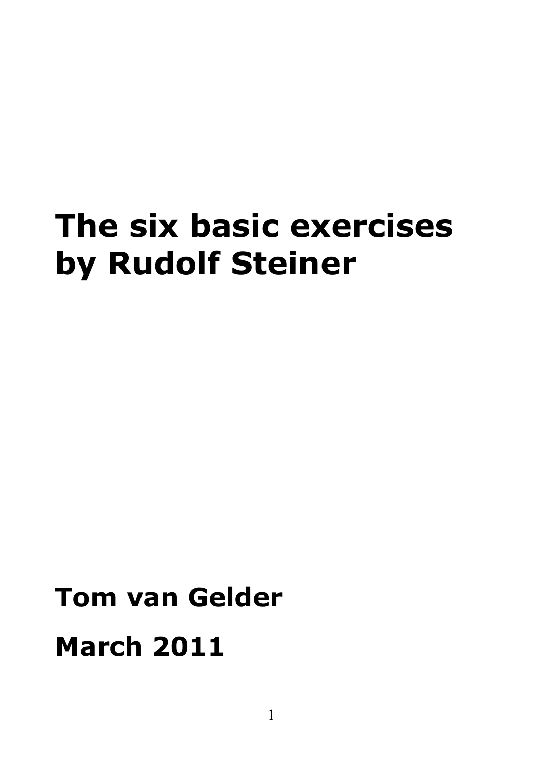# The six basic exercises by Rudolf Steiner

**Tom van Gelder**

**March 2011**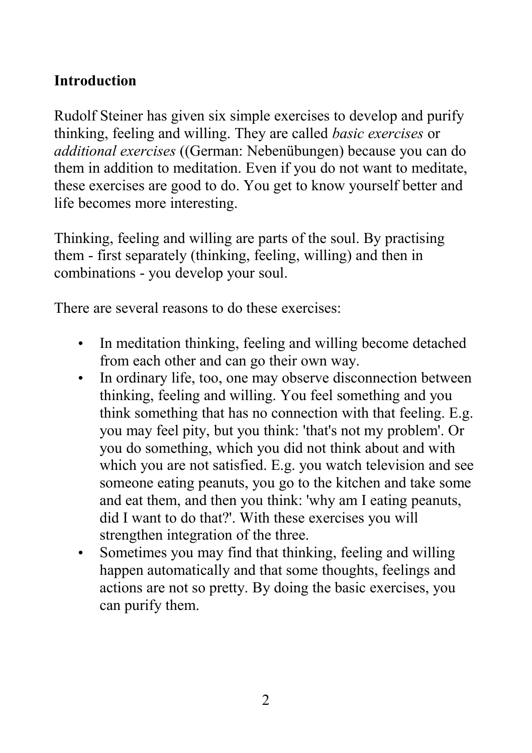## Introduction

Rudolf Steiner has given six simple exercises to develop and purify thinking, feeling and willing. They are called *basic exercises* or *additional exercises* ((German: Nebenübungen) because you can do them in addition to meditation. Even if you do not want to meditate, these exercises are good to do. You get to know yourself better and life becomes more interesting.

Thinking, feeling and willing are parts of the soul. By practising them - first separately (thinking, feeling, willing) and then in combinations - you develop your soul.

There are several reasons to do these exercises:

- In meditation thinking, feeling and willing become detached from each other and can go their own way.
- In ordinary life, too, one may observe disconnection between thinking, feeling and willing. You feel something and you think something that has no connection with that feeling. E.g. you may feel pity, but you think: 'that's not my problem'. Or you do something, which you did not think about and with which you are not satisfied. E.g. you watch television and see someone eating peanuts, you go to the kitchen and take some and eat them, and then you think: 'why am I eating peanuts, did I want to do that?'. With these exercises you will strengthen integration of the three.
- Sometimes you may find that thinking, feeling and willing happen automatically and that some thoughts, feelings and actions are not so pretty. By doing the basic exercises, you can purify them.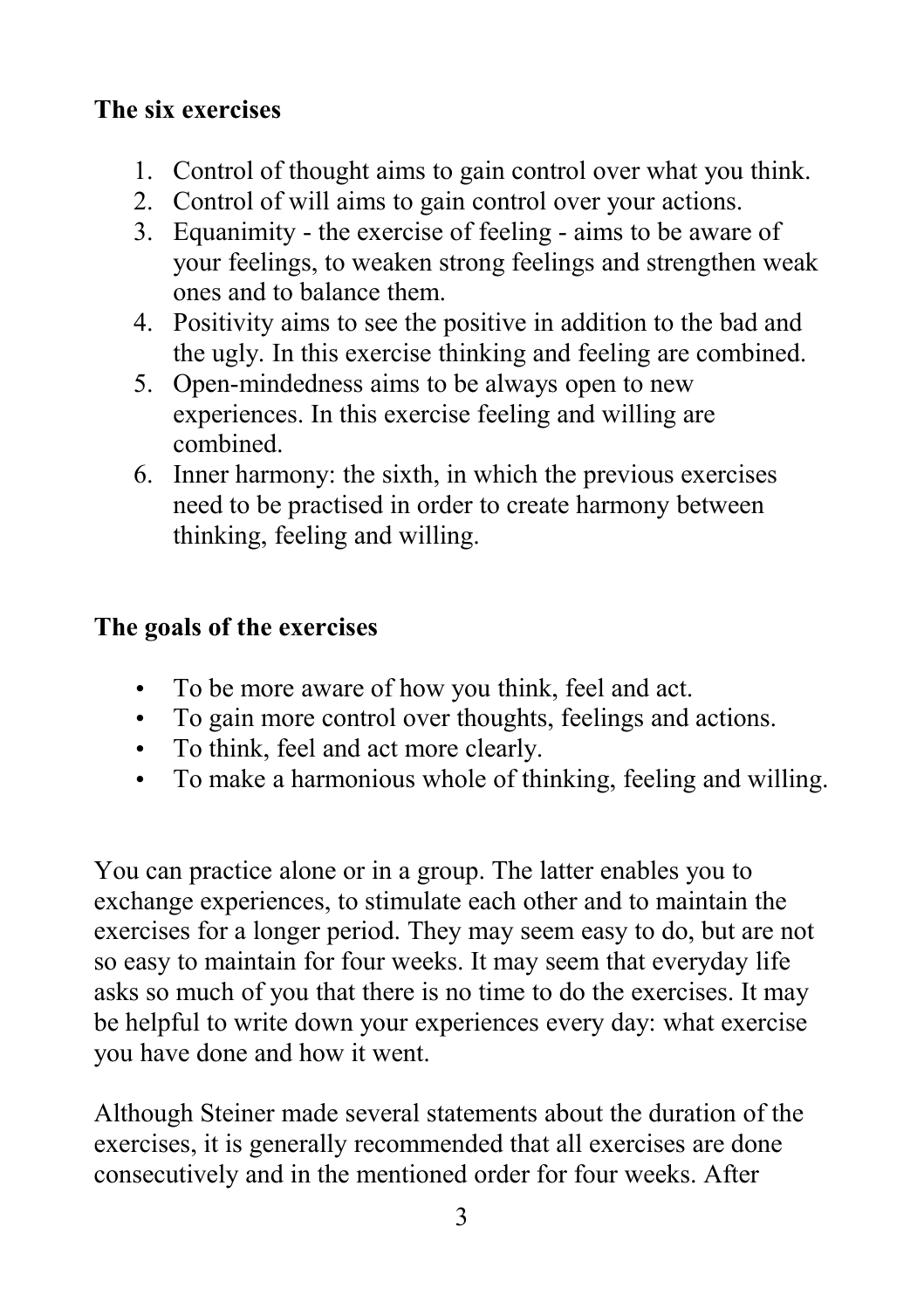**The six exercises**

1. Control of thought aims to gain control over what you think.
2. Control of will aims to gain control over your actions.
3. Equanimity - the exercise of feeling - aims to be aware of your feelings, to weaken strong feelings and strengthen weak ones and to balance them.
4. Positivity aims to see the positive in addition to the bad and the ugly. In this exercise thinking and feeling are combined.
5. Open-mindedness aims to be always open to new experiences. In this exercise feeling and willing are combined.
6. Inner harmony: the sixth, in which the previous exercises need to be practised in order to create harmony between thinking, feeling and willing.

**The goals of the exercises**

- To be more aware of how you think, feel and act.
- To gain more control over thoughts, feelings and actions.
- To think, feel and act more clearly.
- To make a harmonious whole of thinking, feeling and willing.

You can practice alone or in a group. The latter enables you to exchange experiences, to stimulate each other and to maintain the exercises for a longer period. They may seem easy to do, but are not so easy to maintain for four weeks. It may seem that everyday life asks so much of you that there is no time to do the exercises. It may be helpful to write down your experiences every day: what exercise you have done and how it went.

Although Steiner made several statements about the duration of the exercises, it is generally recommended that all exercises are done consecutively and in the mentioned order for four weeks. After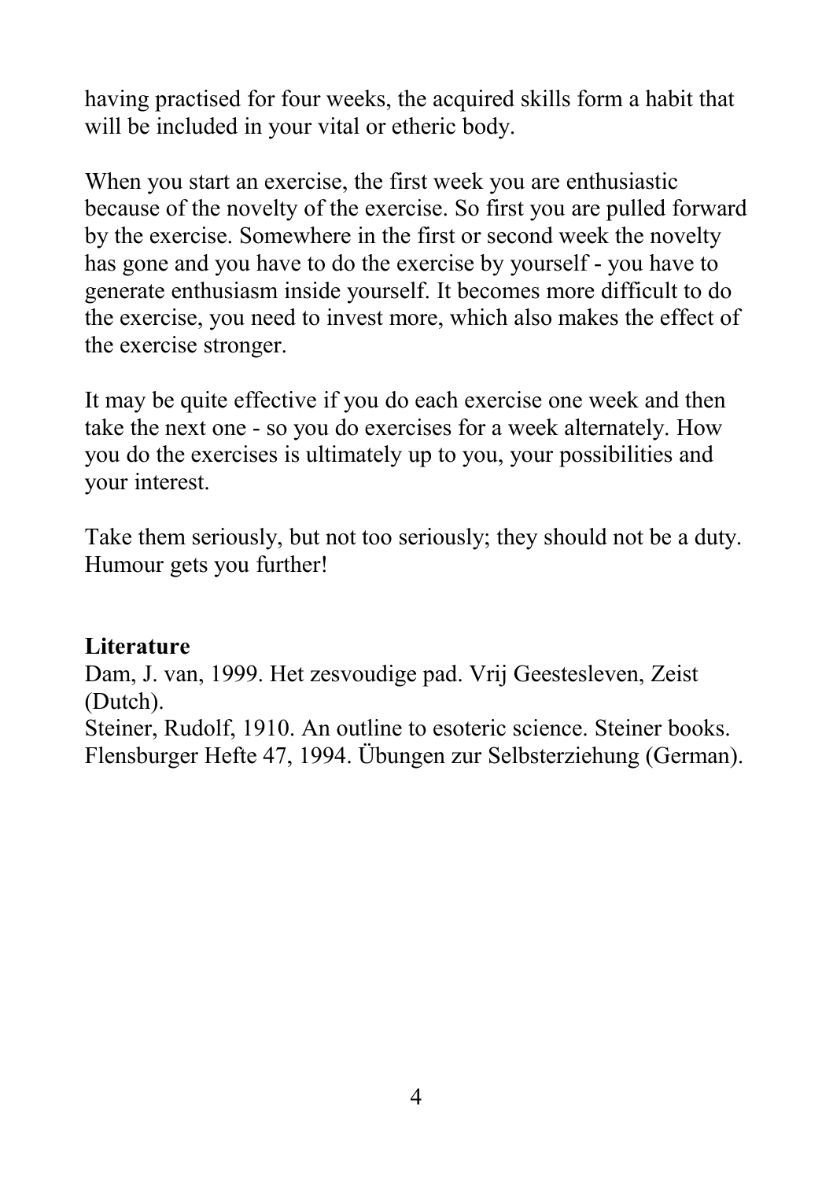having practised for four weeks, the acquired skills form a habit that will be included in your vital or etheric body.

When you start an exercise, the first week you are enthusiastic because of the novelty of the exercise. So first you are pulled forward by the exercise. Somewhere in the first or second week the novelty has gone and you have to do the exercise by yourself - you have to generate enthusiasm inside yourself. It becomes more difficult to do the exercise, you need to invest more, which also makes the effect of the exercise stronger.

It may be quite effective if you do each exercise one week and then take the next one - so you do exercises for a week alternately. How you do the exercises is ultimately up to you, your possibilities and your interest.

Take them seriously, but not too seriously; they should not be a duty. Humour gets you further!

**Literature**

Dam, J. van, 1999. Het zesvoudige pad. Vrij Geestesleven, Zeist (Dutch).
Steiner, Rudolf, 1910. An outline to esoteric science. Steiner books.
Flensburger Hefte 47, 1994. Übungen zur Selbsterziehung (German).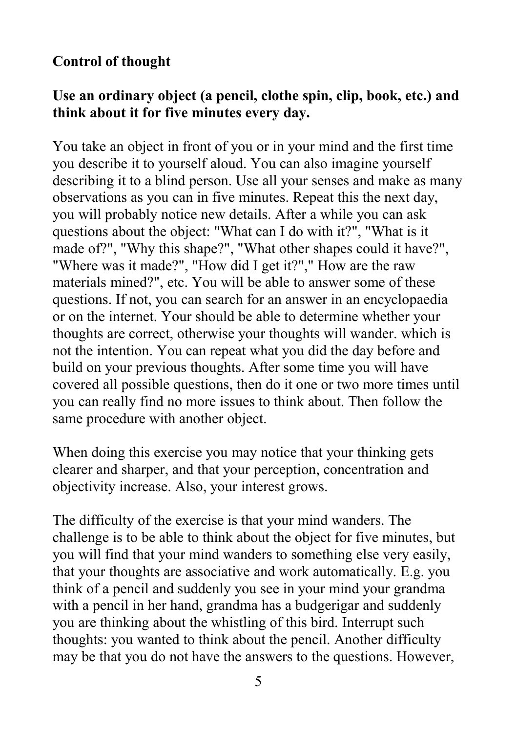**Control of thought**

**Use an ordinary object (a pencil, clothe spin, clip, book, etc.) and think about it for five minutes every day.**

You take an object in front of you or in your mind and the first time you describe it to yourself aloud. You can also imagine yourself describing it to a blind person. Use all your senses and make as many observations as you can in five minutes. Repeat this the next day, you will probably notice new details. After a while you can ask questions about the object: "What can I do with it?", "What is it made of?", "Why this shape?", "What other shapes could it have?", "Where was it made?", "How did I get it?"," How are the raw materials mined?", etc. You will be able to answer some of these questions. If not, you can search for an answer in an encyclopaedia or on the internet. Your should be able to determine whether your thoughts are correct, otherwise your thoughts will wander. which is not the intention. You can repeat what you did the day before and build on your previous thoughts. After some time you will have covered all possible questions, then do it one or two more times until you can really find no more issues to think about. Then follow the same procedure with another object.

When doing this exercise you may notice that your thinking gets clearer and sharper, and that your perception, concentration and objectivity increase. Also, your interest grows.

The difficulty of the exercise is that your mind wanders. The challenge is to be able to think about the object for five minutes, but you will find that your mind wanders to something else very easily, that your thoughts are associative and work automatically. E.g. you think of a pencil and suddenly you see in your mind your grandma with a pencil in her hand, grandma has a budgerigar and suddenly you are thinking about the whistling of this bird. Interrupt such thoughts: you wanted to think about the pencil. Another difficulty may be that you do not have the answers to the questions. However,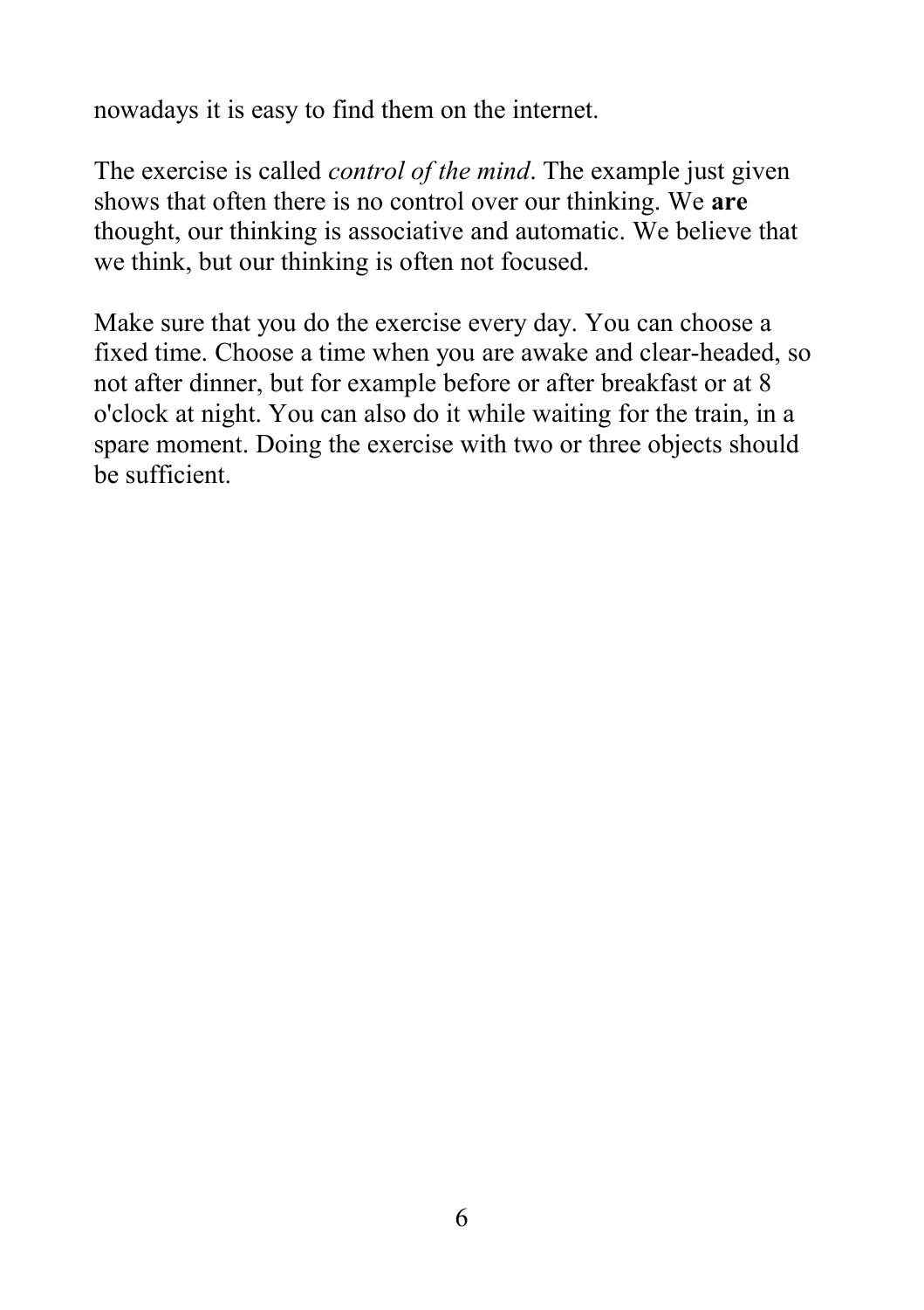nowadays it is easy to find them on the internet.

The exercise is called *control of the mind*. The example just given shows that often there is no control over our thinking. We **are** thought, our thinking is associative and automatic. We believe that we think, but our thinking is often not focused.

Make sure that you do the exercise every day. You can choose a fixed time. Choose a time when you are awake and clear-headed, so not after dinner, but for example before or after breakfast or at 8 o'clock at night. You can also do it while waiting for the train, in a spare moment. Doing the exercise with two or three objects should be sufficient.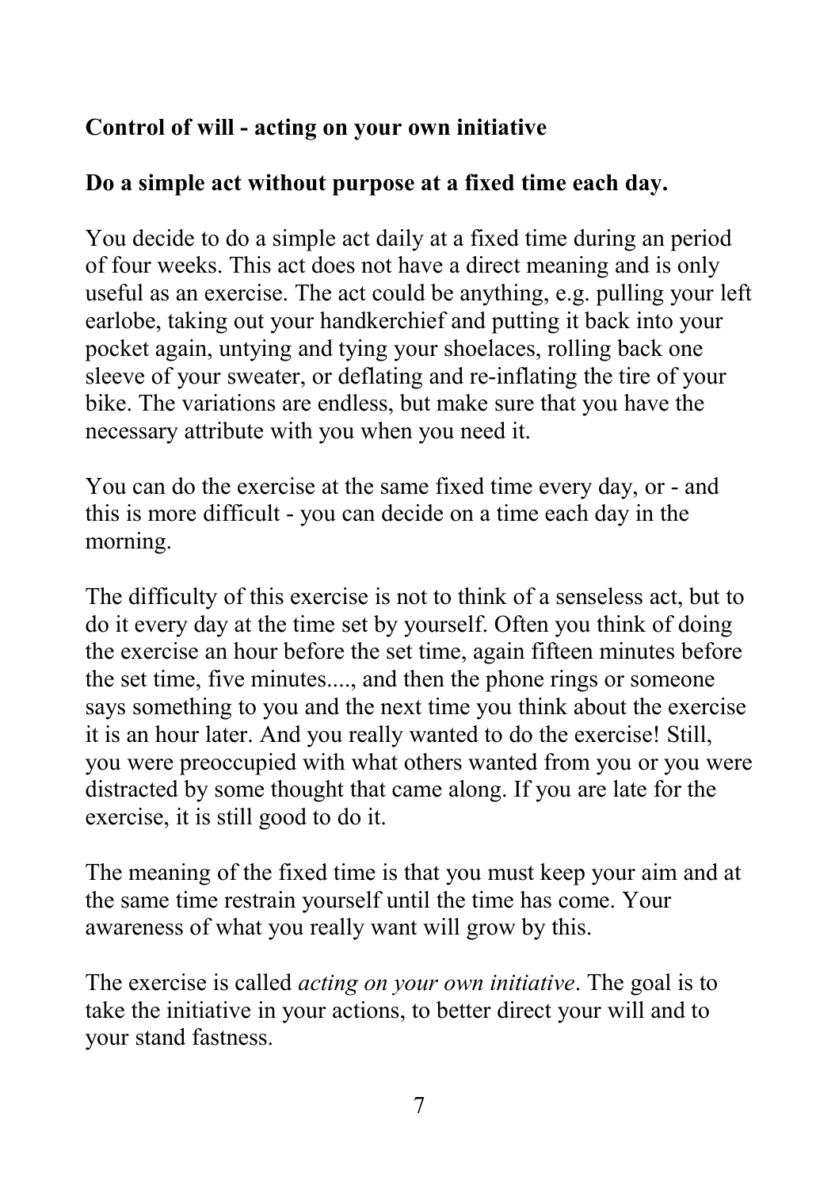**Control of will - acting on your own initiative**

**Do a simple act without purpose at a fixed time each day.**

You decide to do a simple act daily at a fixed time during an period of four weeks. This act does not have a direct meaning and is only useful as an exercise. The act could be anything, e.g. pulling your left earlobe, taking out your handkerchief and putting it back into your pocket again, untying and tying your shoelaces, rolling back one sleeve of your sweater, or deflating and re-inflating the tire of your bike. The variations are endless, but make sure that you have the necessary attribute with you when you need it.

You can do the exercise at the same fixed time every day, or - and this is more difficult - you can decide on a time each day in the morning.

The difficulty of this exercise is not to think of a senseless act, but to do it every day at the time set by yourself. Often you think of doing the exercise an hour before the set time, again fifteen minutes before the set time, five minutes...., and then the phone rings or someone says something to you and the next time you think about the exercise it is an hour later. And you really wanted to do the exercise! Still, you were preoccupied with what others wanted from you or you were distracted by some thought that came along. If you are late for the exercise, it is still good to do it.

The meaning of the fixed time is that you must keep your aim and at the same time restrain yourself until the time has come. Your awareness of what you really want will grow by this.

The exercise is called *acting on your own initiative*. The goal is to take the initiative in your actions, to better direct your will and to your stand fastness.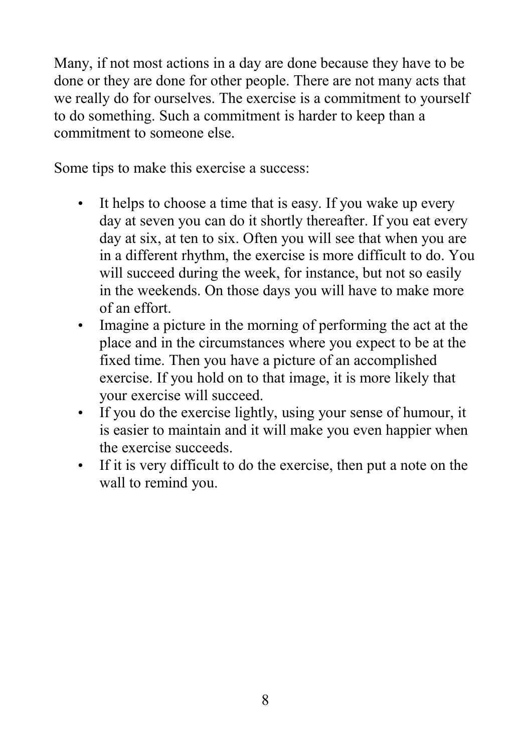Many, if not most actions in a day are done because they have to be done or they are done for other people. There are not many acts that we really do for ourselves. The exercise is a commitment to yourself to do something. Such a commitment is harder to keep than a commitment to someone else.

Some tips to make this exercise a success:

- It helps to choose a time that is easy. If you wake up every day at seven you can do it shortly thereafter. If you eat every day at six, at ten to six. Often you will see that when you are in a different rhythm, the exercise is more difficult to do. You will succeed during the week, for instance, but not so easily in the weekends. On those days you will have to make more of an effort.
- Imagine a picture in the morning of performing the act at the place and in the circumstances where you expect to be at the fixed time. Then you have a picture of an accomplished exercise. If you hold on to that image, it is more likely that your exercise will succeed.
- If you do the exercise lightly, using your sense of humour, it is easier to maintain and it will make you even happier when the exercise succeeds.
- If it is very difficult to do the exercise, then put a note on the wall to remind you.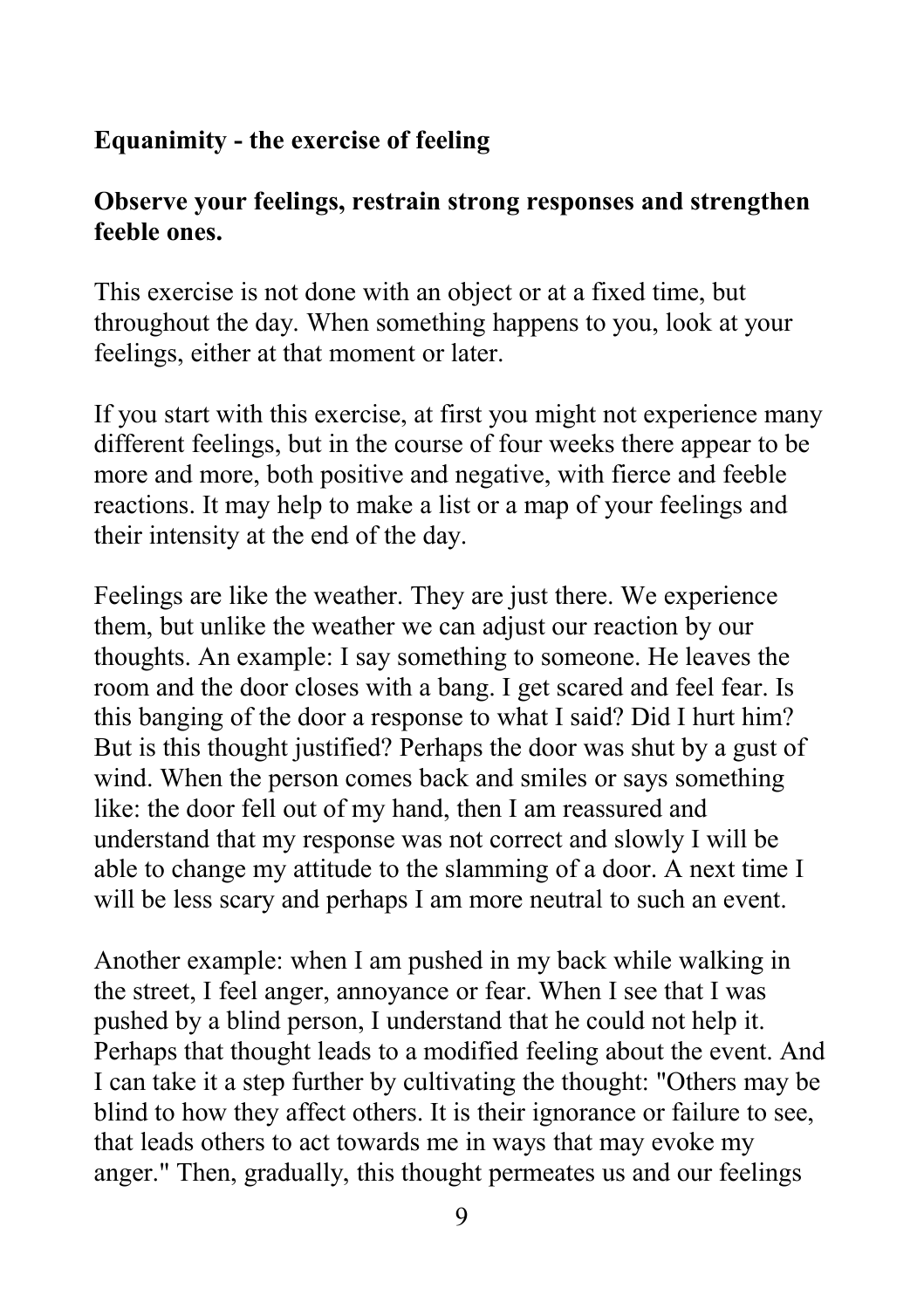**Equanimity - the exercise of feeling**

**Observe your feelings, restrain strong responses and strengthen feeble ones.**

This exercise is not done with an object or at a fixed time, but throughout the day. When something happens to you, look at your feelings, either at that moment or later.

If you start with this exercise, at first you might not experience many different feelings, but in the course of four weeks there appear to be more and more, both positive and negative, with fierce and feeble reactions. It may help to make a list or a map of your feelings and their intensity at the end of the day.

Feelings are like the weather. They are just there. We experience them, but unlike the weather we can adjust our reaction by our thoughts. An example: I say something to someone. He leaves the room and the door closes with a bang. I get scared and feel fear. Is this banging of the door a response to what I said? Did I hurt him? But is this thought justified? Perhaps the door was shut by a gust of wind. When the person comes back and smiles or says something like: the door fell out of my hand, then I am reassured and understand that my response was not correct and slowly I will be able to change my attitude to the slamming of a door. A next time I will be less scary and perhaps I am more neutral to such an event.

Another example: when I am pushed in my back while walking in the street, I feel anger, annoyance or fear. When I see that I was pushed by a blind person, I understand that he could not help it. Perhaps that thought leads to a modified feeling about the event. And I can take it a step further by cultivating the thought: "Others may be blind to how they affect others. It is their ignorance or failure to see, that leads others to act towards me in ways that may evoke my anger." Then, gradually, this thought permeates us and our feelings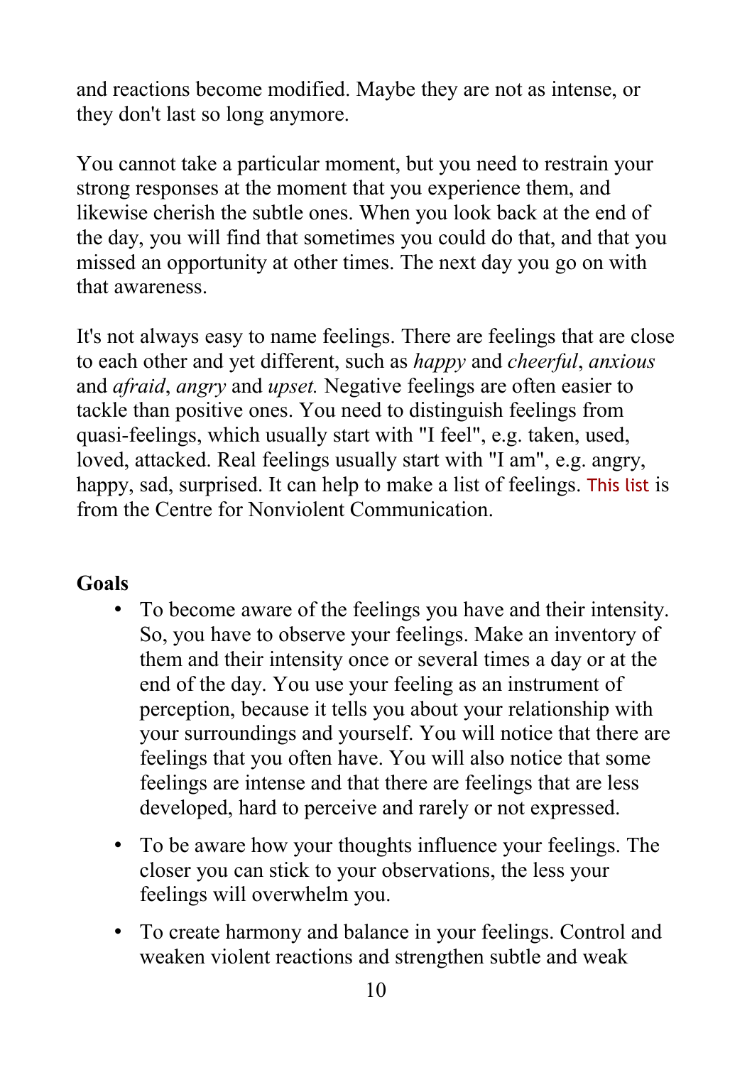and reactions become modified. Maybe they are not as intense, or they don't last so long anymore.

You cannot take a particular moment, but you need to restrain your strong responses at the moment that you experience them, and likewise cherish the subtle ones. When you look back at the end of the day, you will find that sometimes you could do that, and that you missed an opportunity at other times. The next day you go on with that awareness.

It's not always easy to name feelings. There are feelings that are close to each other and yet different, such as *happy* and *cheerful*, *anxious* and *afraid*, *angry* and *upset.* Negative feelings are often easier to tackle than positive ones. You need to distinguish feelings from quasi-feelings, which usually start with "I feel", e.g. taken, used, loved, attacked. Real feelings usually start with "I am", e.g. angry, happy, sad, surprised. It can help to make a list of feelings. This list is from the Centre for Nonviolent Communication.

**Goals**

- To become aware of the feelings you have and their intensity. So, you have to observe your feelings. Make an inventory of them and their intensity once or several times a day or at the end of the day. You use your feeling as an instrument of perception, because it tells you about your relationship with your surroundings and yourself. You will notice that there are feelings that you often have. You will also notice that some feelings are intense and that there are feelings that are less developed, hard to perceive and rarely or not expressed.
- To be aware how your thoughts influence your feelings. The closer you can stick to your observations, the less your feelings will overwhelm you.
- To create harmony and balance in your feelings. Control and weaken violent reactions and strengthen subtle and weak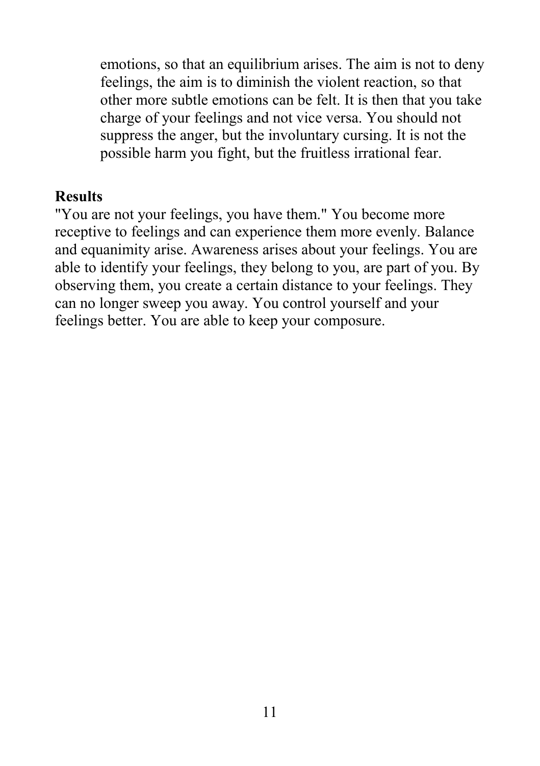emotions, so that an equilibrium arises. The aim is not to deny feelings, the aim is to diminish the violent reaction, so that other more subtle emotions can be felt. It is then that you take charge of your feelings and not vice versa. You should not suppress the anger, but the involuntary cursing. It is not the possible harm you fight, but the fruitless irrational fear.

**Results**

"You are not your feelings, you have them." You become more receptive to feelings and can experience them more evenly. Balance and equanimity arise. Awareness arises about your feelings. You are able to identify your feelings, they belong to you, are part of you. By observing them, you create a certain distance to your feelings. They can no longer sweep you away. You control yourself and your feelings better. You are able to keep your composure.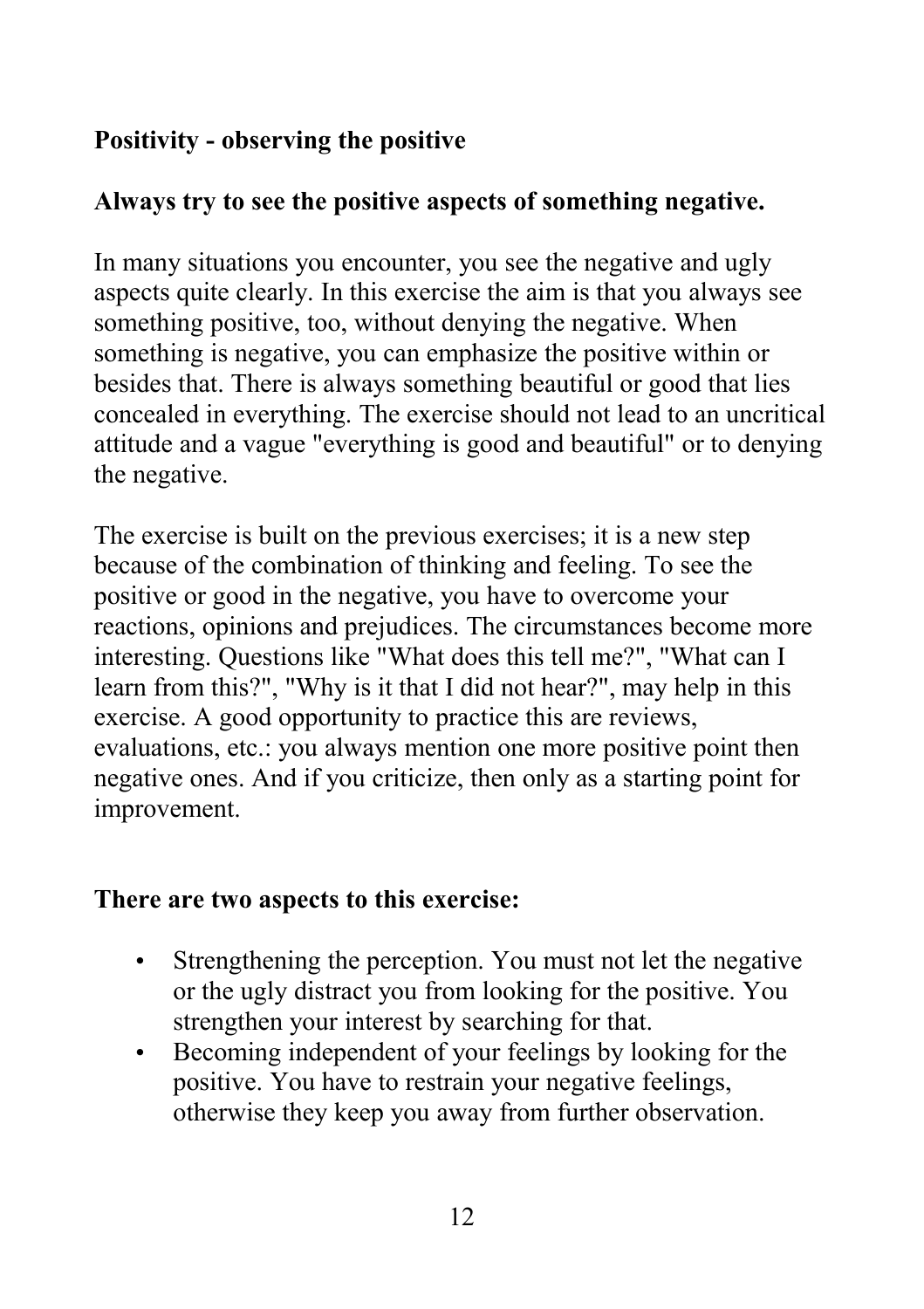**Positivity - observing the positive**

**Always try to see the positive aspects of something negative.**

In many situations you encounter, you see the negative and ugly aspects quite clearly. In this exercise the aim is that you always see something positive, too, without denying the negative. When something is negative, you can emphasize the positive within or besides that. There is always something beautiful or good that lies concealed in everything. The exercise should not lead to an uncritical attitude and a vague "everything is good and beautiful" or to denying the negative.

The exercise is built on the previous exercises; it is a new step because of the combination of thinking and feeling. To see the positive or good in the negative, you have to overcome your reactions, opinions and prejudices. The circumstances become more interesting. Questions like "What does this tell me?", "What can I learn from this?", "Why is it that I did not hear?", may help in this exercise. A good opportunity to practice this are reviews, evaluations, etc.: you always mention one more positive point then negative ones. And if you criticize, then only as a starting point for improvement.

**There are two aspects to this exercise:**

- Strengthening the perception. You must not let the negative or the ugly distract you from looking for the positive. You strengthen your interest by searching for that.
- Becoming independent of your feelings by looking for the positive. You have to restrain your negative feelings, otherwise they keep you away from further observation.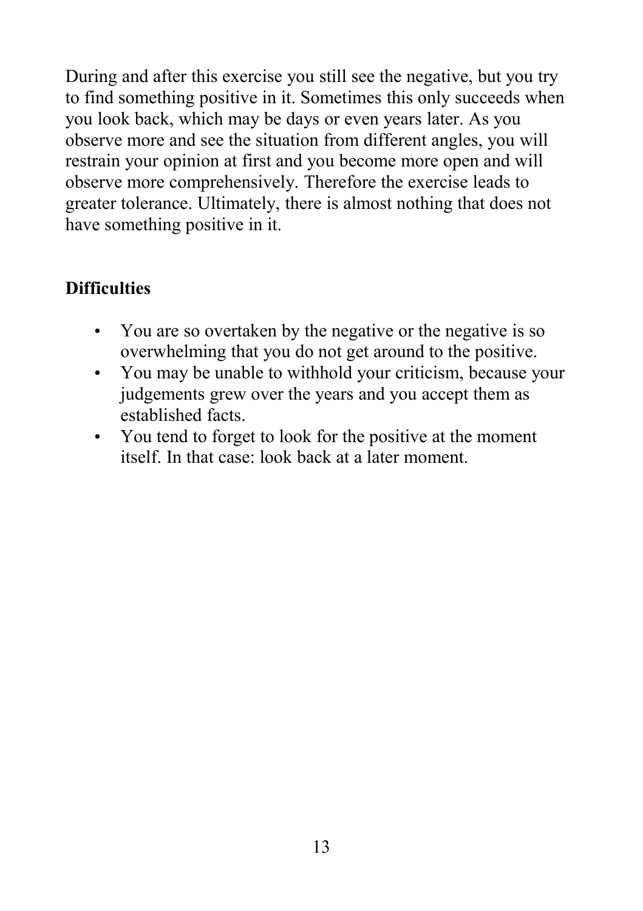During and after this exercise you still see the negative, but you try to find something positive in it. Sometimes this only succeeds when you look back, which may be days or even years later. As you observe more and see the situation from different angles, you will restrain your opinion at first and you become more open and will observe more comprehensively. Therefore the exercise leads to greater tolerance. Ultimately, there is almost nothing that does not have something positive in it.

**Difficulties**

- You are so overtaken by the negative or the negative is so overwhelming that you do not get around to the positive.
- You may be unable to withhold your criticism, because your judgements grew over the years and you accept them as established facts.
- You tend to forget to look for the positive at the moment itself. In that case: look back at a later moment.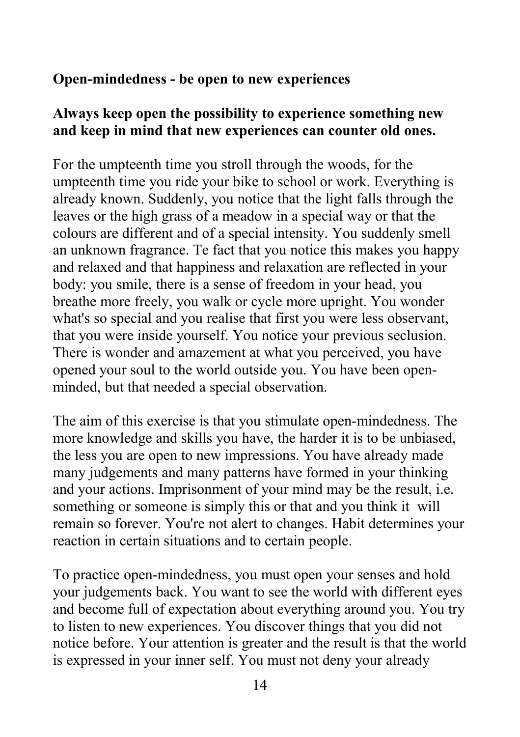**Open-mindedness - be open to new experiences**

**Always keep open the possibility to experience something new and keep in mind that new experiences can counter old ones.**

For the umpteenth time you stroll through the woods, for the umpteenth time you ride your bike to school or work. Everything is already known. Suddenly, you notice that the light falls through the leaves or the high grass of a meadow in a special way or that the colours are different and of a special intensity. You suddenly smell an unknown fragrance. Te fact that you notice this makes you happy and relaxed and that happiness and relaxation are reflected in your body: you smile, there is a sense of freedom in your head, you breathe more freely, you walk or cycle more upright. You wonder what's so special and you realise that first you were less observant, that you were inside yourself. You notice your previous seclusion. There is wonder and amazement at what you perceived, you have opened your soul to the world outside you. You have been open-minded, but that needed a special observation.

The aim of this exercise is that you stimulate open-mindedness. The more knowledge and skills you have, the harder it is to be unbiased, the less you are open to new impressions. You have already made many judgements and many patterns have formed in your thinking and your actions. Imprisonment of your mind may be the result, i.e. something or someone is simply this or that and you think it will remain so forever. You're not alert to changes. Habit determines your reaction in certain situations and to certain people.

To practice open-mindedness, you must open your senses and hold your judgements back. You want to see the world with different eyes and become full of expectation about everything around you. You try to listen to new experiences. You discover things that you did not notice before. Your attention is greater and the result is that the world is expressed in your inner self. You must not deny your already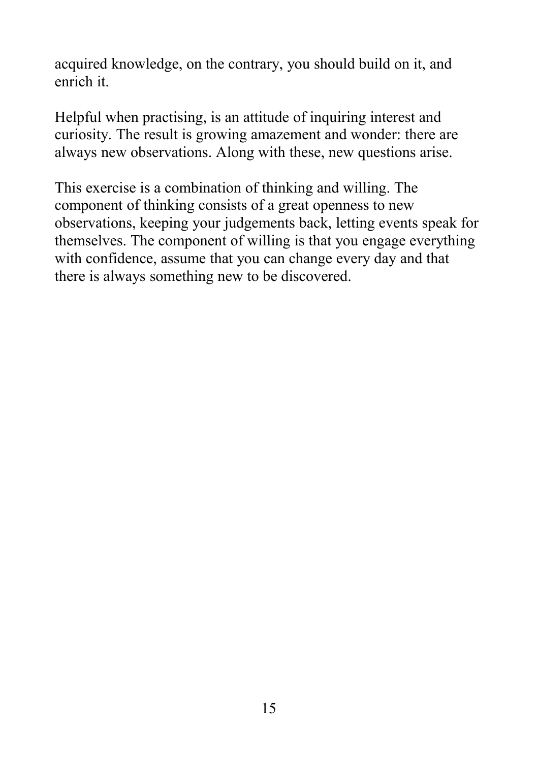acquired knowledge, on the contrary, you should build on it, and enrich it.

Helpful when practising, is an attitude of inquiring interest and curiosity. The result is growing amazement and wonder: there are always new observations. Along with these, new questions arise.

This exercise is a combination of thinking and willing. The component of thinking consists of a great openness to new observations, keeping your judgements back, letting events speak for themselves. The component of willing is that you engage everything with confidence, assume that you can change every day and that there is always something new to be discovered.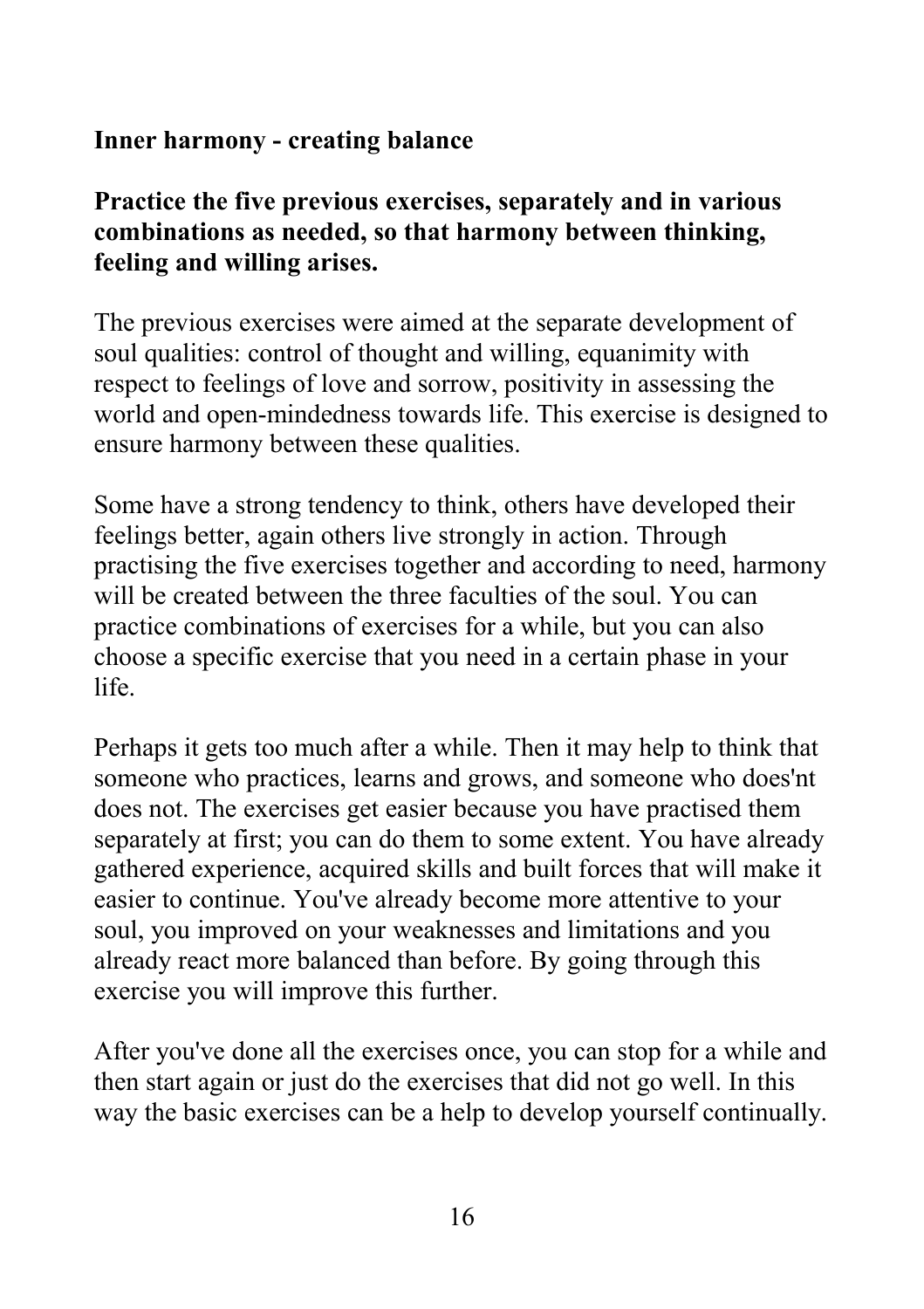**Inner harmony - creating balance**

**Practice the five previous exercises, separately and in various combinations as needed, so that harmony between thinking, feeling and willing arises.**

The previous exercises were aimed at the separate development of soul qualities: control of thought and willing, equanimity with respect to feelings of love and sorrow, positivity in assessing the world and open-mindedness towards life. This exercise is designed to ensure harmony between these qualities.

Some have a strong tendency to think, others have developed their feelings better, again others live strongly in action. Through practising the five exercises together and according to need, harmony will be created between the three faculties of the soul. You can practice combinations of exercises for a while, but you can also choose a specific exercise that you need in a certain phase in your life.

Perhaps it gets too much after a while. Then it may help to think that someone who practices, learns and grows, and someone who does'nt does not. The exercises get easier because you have practised them separately at first; you can do them to some extent. You have already gathered experience, acquired skills and built forces that will make it easier to continue. You've already become more attentive to your soul, you improved on your weaknesses and limitations and you already react more balanced than before. By going through this exercise you will improve this further.

After you've done all the exercises once, you can stop for a while and then start again or just do the exercises that did not go well. In this way the basic exercises can be a help to develop yourself continually.